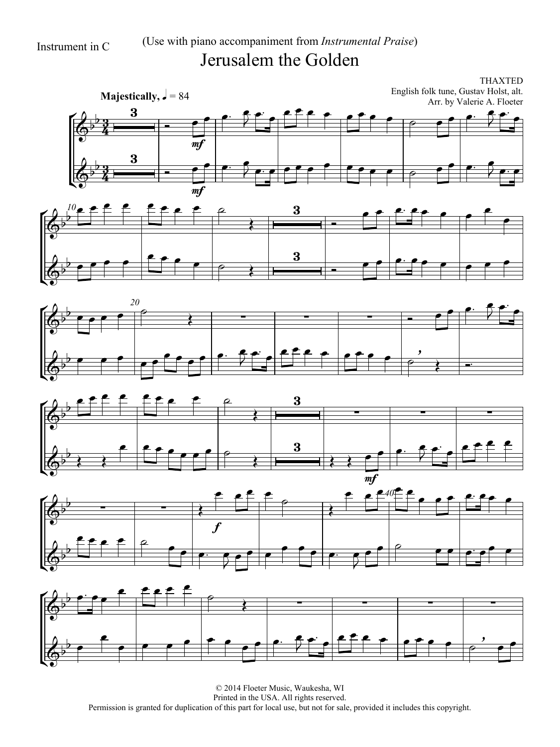Instrument in C

(Use with piano accompaniment from *Instrumental Praise*)

# Jerusalem the Golden

THAXTED
English folk tune, Gustav Holst, alt.
Arr. by Valerie A. Floeter

**Majestically**, ♩ = 84

© 2014 Floeter Music, Waukesha, WI
Printed in the USA. All rights reserved.
Permission is granted for duplication of this part for local use, but not for sale, provided it includes this copyright.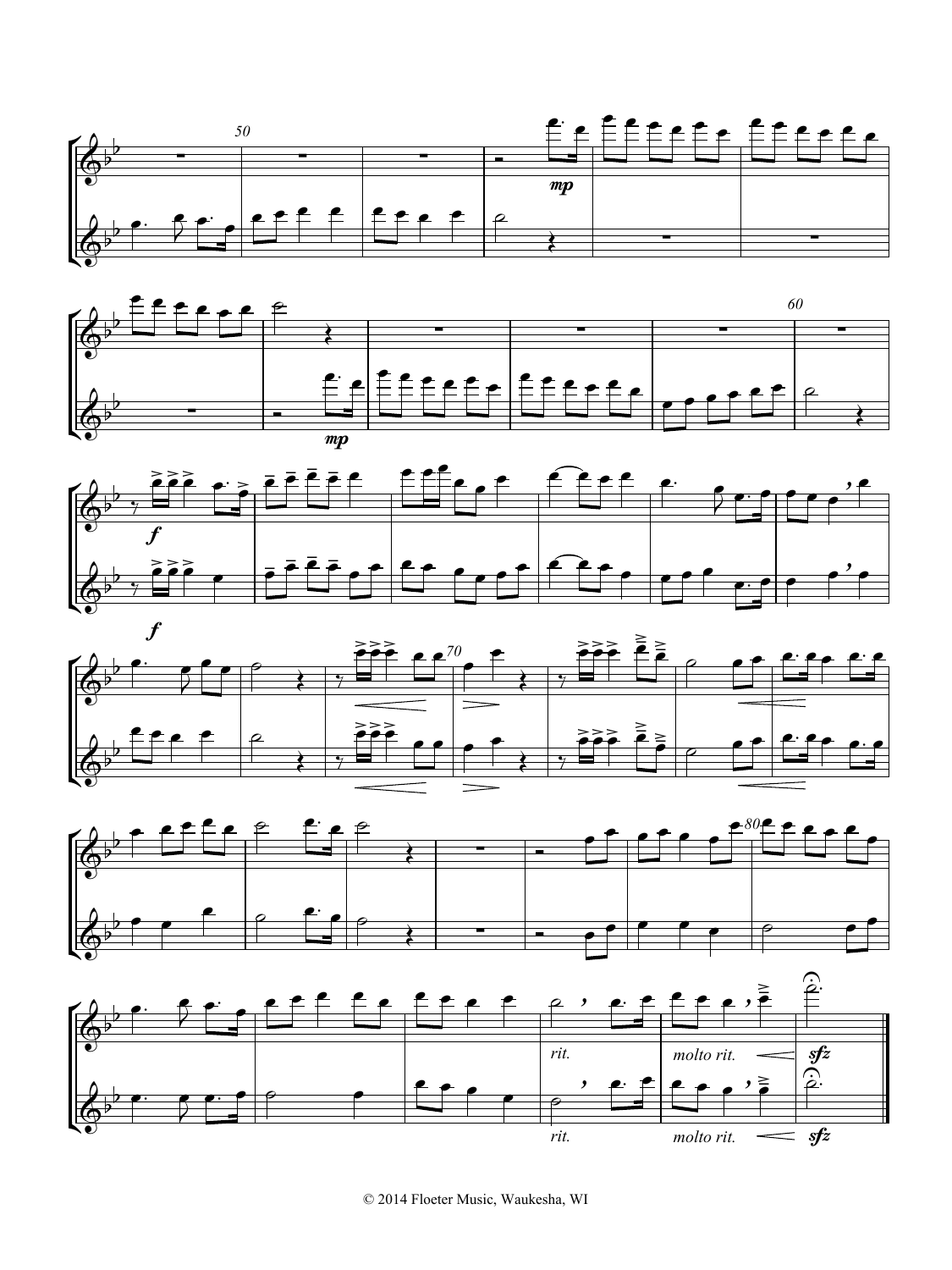© 2014 Floeter Music, Waukesha, WI